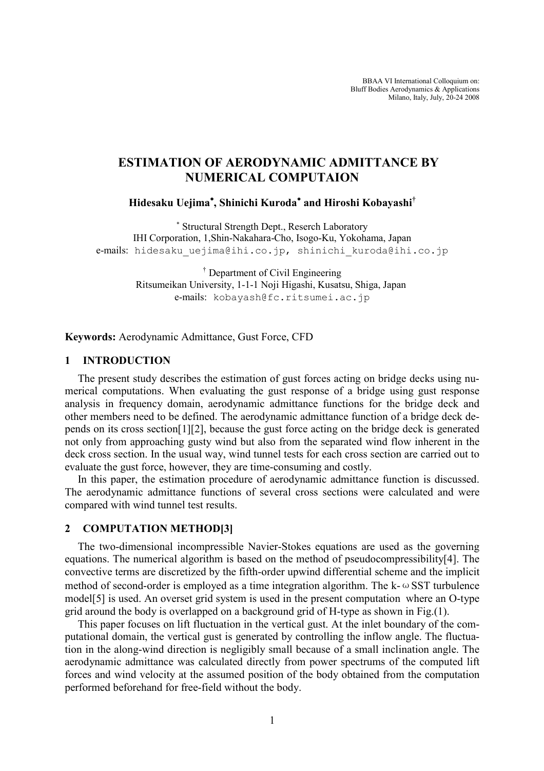# ESTIMATION OF AERODYNAMIC ADMITTANCE BY NUMERICAL COMPUTAION

**Hidesaku Uejima*, Shinichi Kuroda* and Hiroshi Kobayashi†**

* Structural Strength Dept., Reserch Laboratory
IHI Corporation, 1,Shin-Nakahara-Cho, Isogo-Ku, Yokohama, Japan
e-mails: hidesaku_uejima@ihi.co.jp, shinichi_kuroda@ihi.co.jp

† Department of Civil Engineering
Ritsumeikan University, 1-1-1 Noji Higashi, Kusatsu, Shiga, Japan
e-mails: kobayash@fc.ritsumei.ac.jp

**Keywords:** Aerodynamic Admittance, Gust Force, CFD

## 1 INTRODUCTION

The present study describes the estimation of gust forces acting on bridge decks using numerical computations. When evaluating the gust response of a bridge using gust response analysis in frequency domain, aerodynamic admittance functions for the bridge deck and other members need to be defined. The aerodynamic admittance function of a bridge deck depends on its cross section[1][2], because the gust force acting on the bridge deck is generated not only from approaching gusty wind but also from the separated wind flow inherent in the deck cross section. In the usual way, wind tunnel tests for each cross section are carried out to evaluate the gust force, however, they are time-consuming and costly.

In this paper, the estimation procedure of aerodynamic admittance function is discussed. The aerodynamic admittance functions of several cross sections were calculated and were compared with wind tunnel test results.

## 2 COMPUTATION METHOD[3]

The two-dimensional incompressible Navier-Stokes equations are used as the governing equations. The numerical algorithm is based on the method of pseudocompressibility[4]. The convective terms are discretized by the fifth-order upwind differential scheme and the implicit method of second-order is employed as a time integration algorithm. The k-$\omega$ SST turbulence model[5] is used. An overset grid system is used in the present computation where an O-type grid around the body is overlapped on a background grid of H-type as shown in Fig.(1).

This paper focuses on lift fluctuation in the vertical gust. At the inlet boundary of the computational domain, the vertical gust is generated by controlling the inflow angle. The fluctuation in the along-wind direction is negligibly small because of a small inclination angle. The aerodynamic admittance was calculated directly from power spectrums of the computed lift forces and wind velocity at the assumed position of the body obtained from the computation performed beforehand for free-field without the body.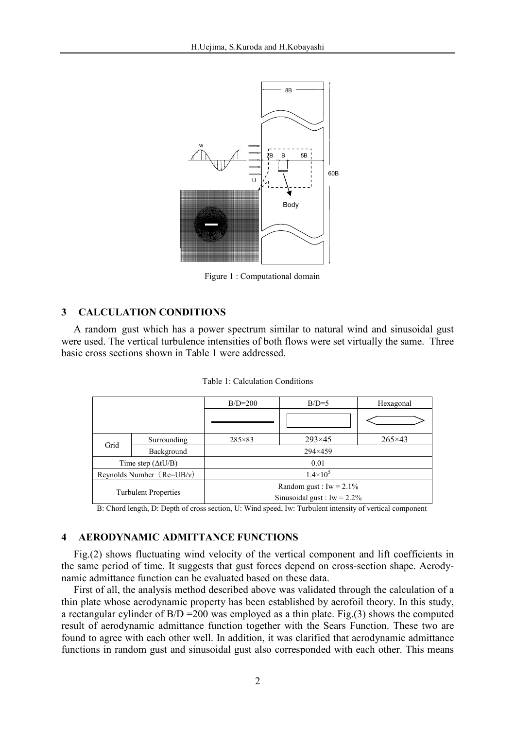Figure 1 : Computational domain

## 3 CALCULATION CONDITIONS

A random gust which has a power spectrum similar to natural wind and sinusoidal gust were used. The vertical turbulence intensities of both flows were set virtually the same. Three basic cross sections shown in Table 1 were addressed.

Table 1: Calculation Conditions

| | | B/D=200 | B/D=5 | Hexagonal |
|---|---|---|---|---|
| | | | | |
| Grid | Surrounding | 285×83 | 293×45 | 265×43 |
| | Background | 294×459 | | |
| Time step (ΔtU/B) | | 0.01 | | |
| Reynolds Number（Re=UB/ν） | | $1.4\times10^5$ | | |
| Turbulent Properties | | Random gust : Iw = 2.1%<br>Sinusoidal gust : Iw = 2.2% | | |

B: Chord length, D: Depth of cross section, U: Wind speed, Iw: Turbulent intensity of vertical component

## 4 AERODYNAMIC ADMITTANCE FUNCTIONS

Fig.(2) shows fluctuating wind velocity of the vertical component and lift coefficients in the same period of time. It suggests that gust forces depend on cross-section shape. Aerodynamic admittance function can be evaluated based on these data.

First of all, the analysis method described above was validated through the calculation of a thin plate whose aerodynamic property has been established by aerofoil theory. In this study, a rectangular cylinder of B/D =200 was employed as a thin plate. Fig.(3) shows the computed result of aerodynamic admittance function together with the Sears Function. These two are found to agree with each other well. In addition, it was clarified that aerodynamic admittance functions in random gust and sinusoidal gust also corresponded with each other. This means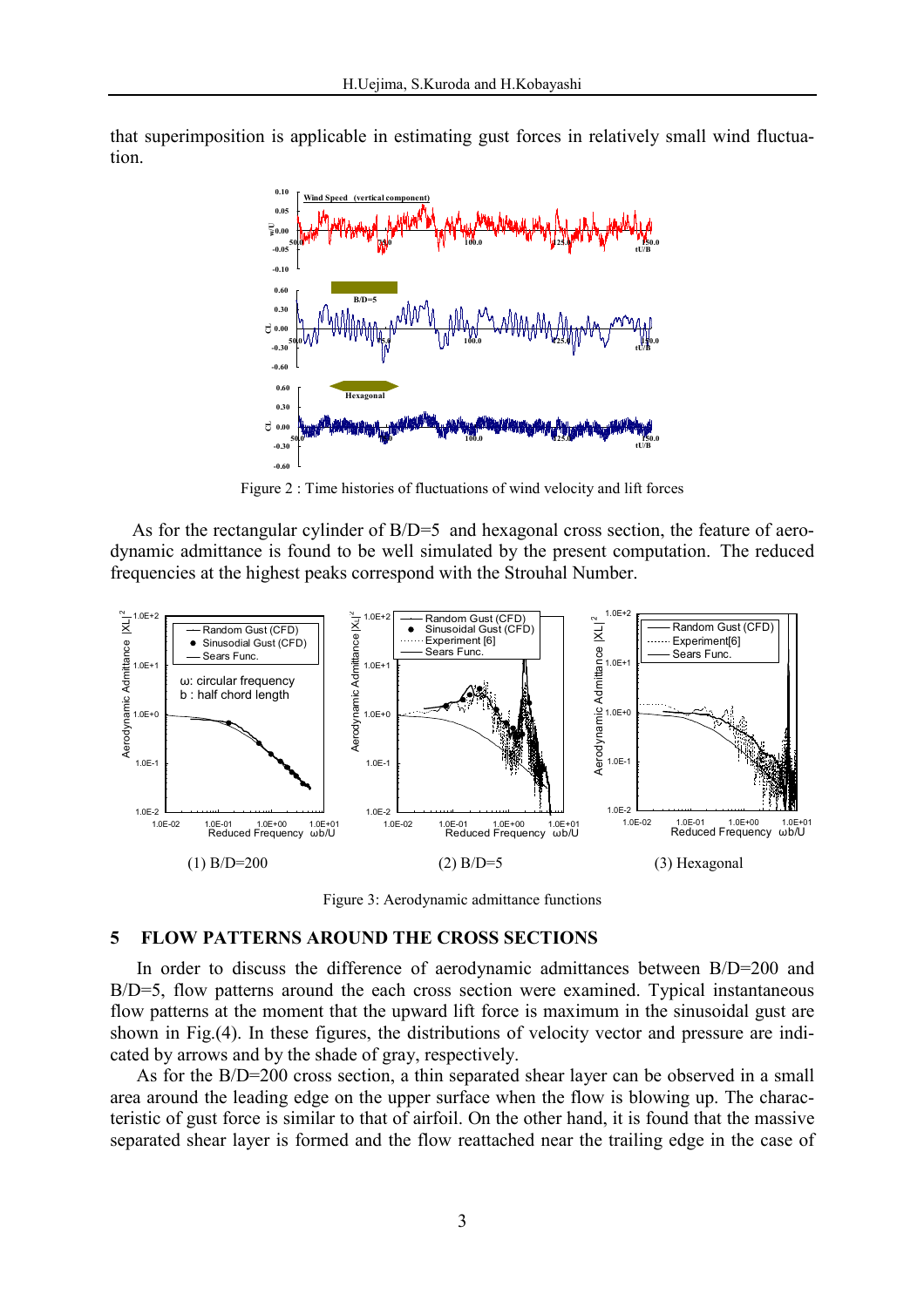that superimposition is applicable in estimating gust forces in relatively small wind fluctuation.

Figure 2 : Time histories of fluctuations of wind velocity and lift forces

As for the rectangular cylinder of B/D=5 and hexagonal cross section, the feature of aerodynamic admittance is found to be well simulated by the present computation. The reduced frequencies at the highest peaks correspond with the Strouhal Number.

(1) B/D=200 (2) B/D=5 (3) Hexagonal

Figure 3: Aerodynamic admittance functions

## 5 FLOW PATTERNS AROUND THE CROSS SECTIONS

In order to discuss the difference of aerodynamic admittances between B/D=200 and B/D=5, flow patterns around the each cross section were examined. Typical instantaneous flow patterns at the moment that the upward lift force is maximum in the sinusoidal gust are shown in Fig.(4). In these figures, the distributions of velocity vector and pressure are indicated by arrows and by the shade of gray, respectively.

As for the B/D=200 cross section, a thin separated shear layer can be observed in a small area around the leading edge on the upper surface when the flow is blowing up. The characteristic of gust force is similar to that of airfoil. On the other hand, it is found that the massive separated shear layer is formed and the flow reattached near the trailing edge in the case of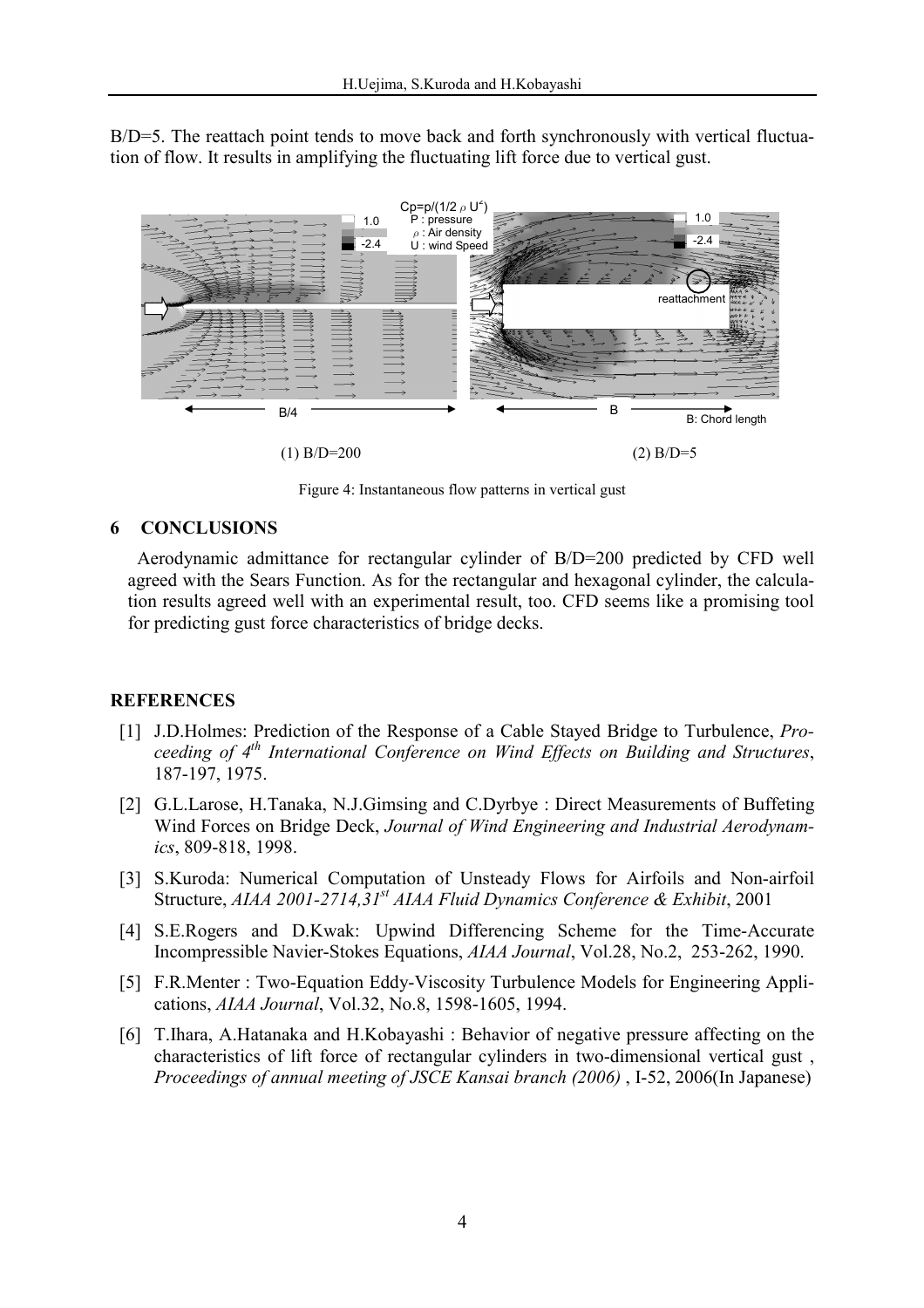B/D=5. The reattach point tends to move back and forth synchronously with vertical fluctuation of flow. It results in amplifying the fluctuating lift force due to vertical gust.

$Cp=p/(1/2\,\rho\,U^2)$
P : pressure
$\rho$ : Air density
U : wind Speed

1.0
-2.4

1.0
-2.4

reattachment

B/4

B

B: Chord length

(1) B/D=200

(2) B/D=5

Figure 4: Instantaneous flow patterns in vertical gust

## 6 CONCLUSIONS

Aerodynamic admittance for rectangular cylinder of B/D=200 predicted by CFD well agreed with the Sears Function. As for the rectangular and hexagonal cylinder, the calculation results agreed well with an experimental result, too. CFD seems like a promising tool for predicting gust force characteristics of bridge decks.

## REFERENCES

[1] J.D.Holmes: Prediction of the Response of a Cable Stayed Bridge to Turbulence, *Proceeding of 4th International Conference on Wind Effects on Building and Structures*, 187-197, 1975.

[2] G.L.Larose, H.Tanaka, N.J.Gimsing and C.Dyrbye : Direct Measurements of Buffeting Wind Forces on Bridge Deck, *Journal of Wind Engineering and Industrial Aerodynamics*, 809-818, 1998.

[3] S.Kuroda: Numerical Computation of Unsteady Flows for Airfoils and Non-airfoil Structure, *AIAA 2001-2714,31st AIAA Fluid Dynamics Conference & Exhibit*, 2001

[4] S.E.Rogers and D.Kwak: Upwind Differencing Scheme for the Time-Accurate Incompressible Navier-Stokes Equations, *AIAA Journal*, Vol.28, No.2, 253-262, 1990.

[5] F.R.Menter : Two-Equation Eddy-Viscosity Turbulence Models for Engineering Applications, *AIAA Journal*, Vol.32, No.8, 1598-1605, 1994.

[6] T.Ihara, A.Hatanaka and H.Kobayashi : Behavior of negative pressure affecting on the characteristics of lift force of rectangular cylinders in two-dimensional vertical gust , *Proceedings of annual meeting of JSCE Kansai branch (2006)* , I-52, 2006(In Japanese)